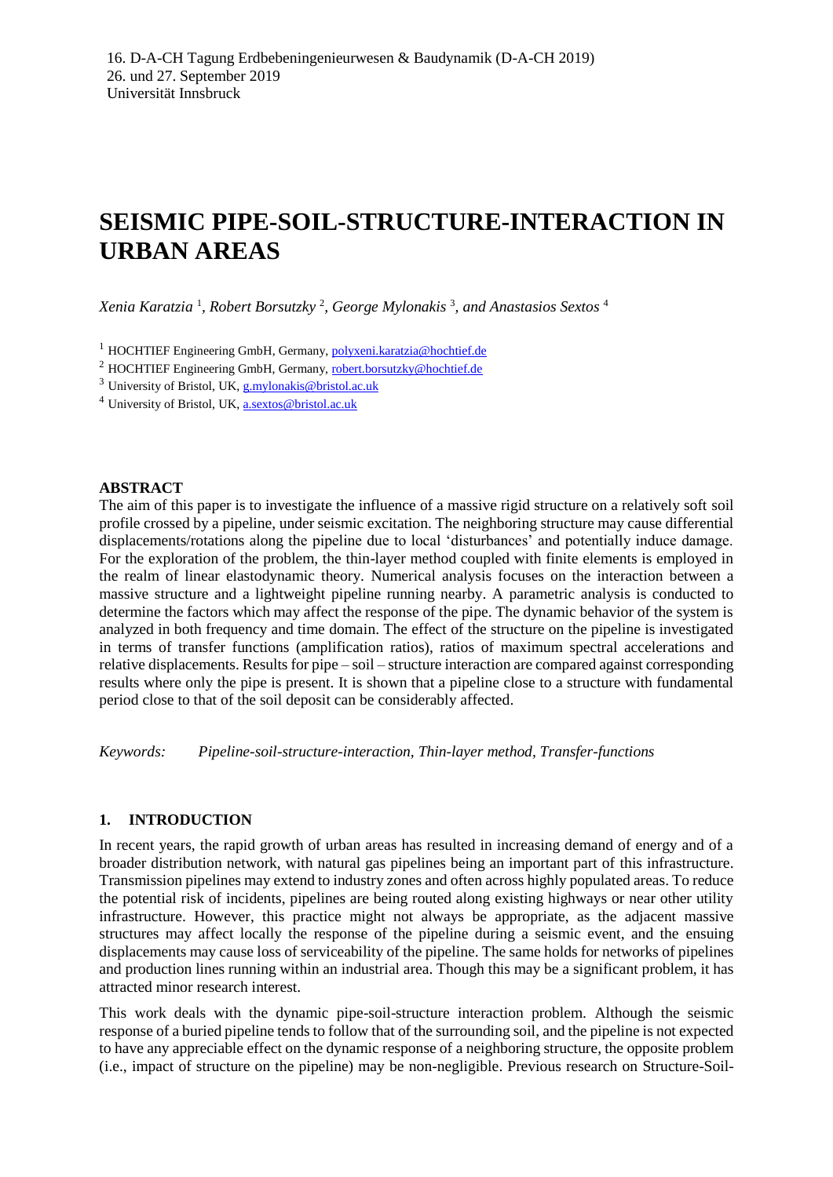16. D-A-CH Tagung Erdbebeningenieurwesen & Baudynamik (D-A-CH 2019)
26. und 27. September 2019
Universität Innsbruck

# SEISMIC PIPE-SOIL-STRUCTURE-INTERACTION IN URBAN AREAS

*Xenia Karatzia* [1], *Robert Borsutzky* [2], *George Mylonakis* [3], *and Anastasios Sextos* [4]

[1] HOCHTIEF Engineering GmbH, Germany, polyxeni.karatzia@hochtief.de
[2] HOCHTIEF Engineering GmbH, Germany, robert.borsutzky@hochtief.de
[3] University of Bristol, UK, g.mylonakis@bristol.ac.uk
[4] University of Bristol, UK, a.sextos@bristol.ac.uk

## ABSTRACT

The aim of this paper is to investigate the influence of a massive rigid structure on a relatively soft soil profile crossed by a pipeline, under seismic excitation. The neighboring structure may cause differential displacements/rotations along the pipeline due to local 'disturbances' and potentially induce damage. For the exploration of the problem, the thin-layer method coupled with finite elements is employed in the realm of linear elastodynamic theory. Numerical analysis focuses on the interaction between a massive structure and a lightweight pipeline running nearby. A parametric analysis is conducted to determine the factors which may affect the response of the pipe. The dynamic behavior of the system is analyzed in both frequency and time domain. The effect of the structure on the pipeline is investigated in terms of transfer functions (amplification ratios), ratios of maximum spectral accelerations and relative displacements. Results for pipe – soil – structure interaction are compared against corresponding results where only the pipe is present. It is shown that a pipeline close to a structure with fundamental period close to that of the soil deposit can be considerably affected.

*Keywords:* *Pipeline-soil-structure-interaction, Thin-layer method, Transfer-functions*

## 1. INTRODUCTION

In recent years, the rapid growth of urban areas has resulted in increasing demand of energy and of a broader distribution network, with natural gas pipelines being an important part of this infrastructure. Transmission pipelines may extend to industry zones and often across highly populated areas. To reduce the potential risk of incidents, pipelines are being routed along existing highways or near other utility infrastructure. However, this practice might not always be appropriate, as the adjacent massive structures may affect locally the response of the pipeline during a seismic event, and the ensuing displacements may cause loss of serviceability of the pipeline. The same holds for networks of pipelines and production lines running within an industrial area. Though this may be a significant problem, it has attracted minor research interest.

This work deals with the dynamic pipe-soil-structure interaction problem. Although the seismic response of a buried pipeline tends to follow that of the surrounding soil, and the pipeline is not expected to have any appreciable effect on the dynamic response of a neighboring structure, the opposite problem (i.e., impact of structure on the pipeline) may be non-negligible. Previous research on Structure-Soil-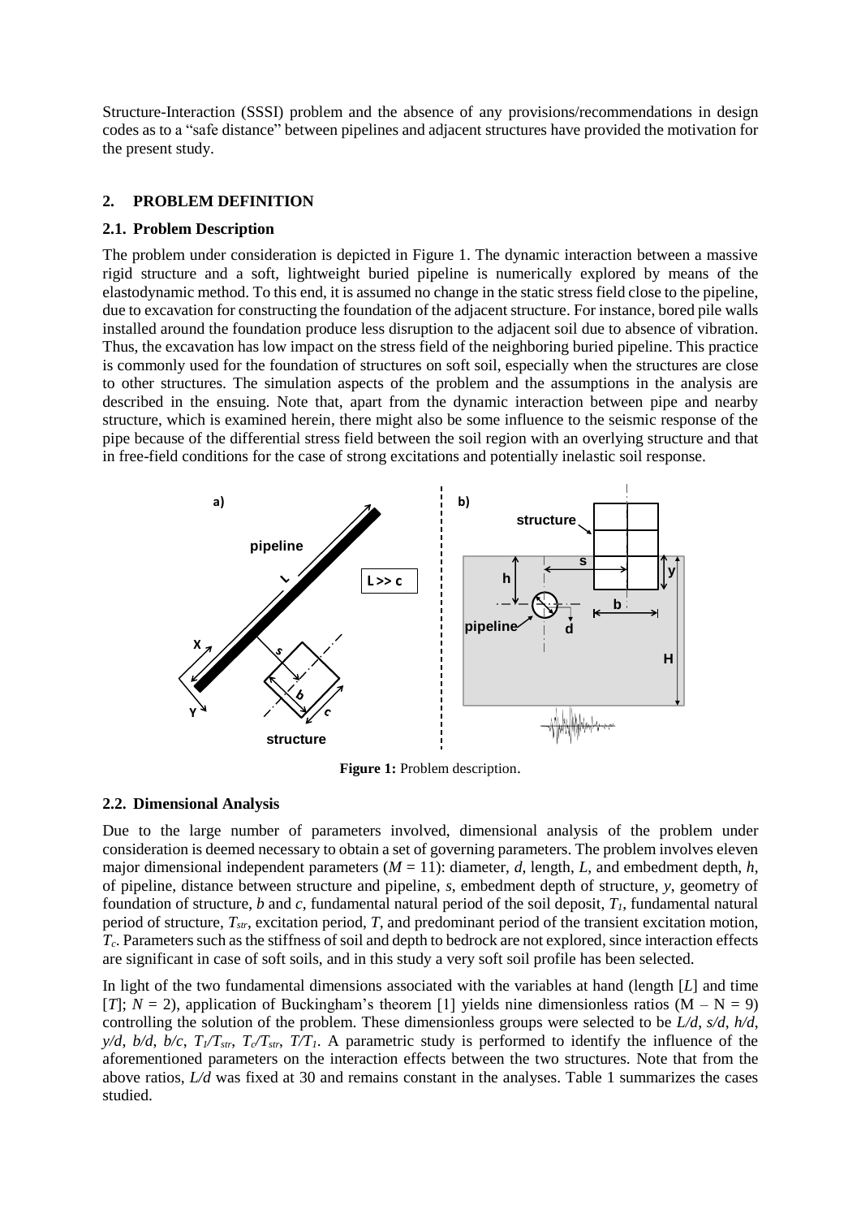Structure-Interaction (SSSI) problem and the absence of any provisions/recommendations in design codes as to a "safe distance" between pipelines and adjacent structures have provided the motivation for the present study.

## 2. PROBLEM DEFINITION

### 2.1. Problem Description

The problem under consideration is depicted in Figure 1. The dynamic interaction between a massive rigid structure and a soft, lightweight buried pipeline is numerically explored by means of the elastodynamic method. To this end, it is assumed no change in the static stress field close to the pipeline, due to excavation for constructing the foundation of the adjacent structure. For instance, bored pile walls installed around the foundation produce less disruption to the adjacent soil due to absence of vibration. Thus, the excavation has low impact on the stress field of the neighboring buried pipeline. This practice is commonly used for the foundation of structures on soft soil, especially when the structures are close to other structures. The simulation aspects of the problem and the assumptions in the analysis are described in the ensuing. Note that, apart from the dynamic interaction between pipe and nearby structure, which is examined herein, there might also be some influence to the seismic response of the pipe because of the differential stress field between the soil region with an overlying structure and that in free-field conditions for the case of strong excitations and potentially inelastic soil response.

**Figure 1:** Problem description.

### 2.2. Dimensional Analysis

Due to the large number of parameters involved, dimensional analysis of the problem under consideration is deemed necessary to obtain a set of governing parameters. The problem involves eleven major dimensional independent parameters ($M = 11$): diameter, $d$, length, $L$, and embedment depth, $h$, of pipeline, distance between structure and pipeline, $s$, embedment depth of structure, $y$, geometry of foundation of structure, $b$ and $c$, fundamental natural period of the soil deposit, $T_1$, fundamental natural period of structure, $T_{str}$, excitation period, $T$, and predominant period of the transient excitation motion, $T_c$. Parameters such as the stiffness of soil and depth to bedrock are not explored, since interaction effects are significant in case of soft soils, and in this study a very soft soil profile has been selected.

In light of the two fundamental dimensions associated with the variables at hand (length [$L$] and time [$T$]; $N = 2$), application of Buckingham's theorem [1] yields nine dimensionless ratios ($M - N = 9$) controlling the solution of the problem. These dimensionless groups were selected to be $L/d$, $s/d$, $h/d$, $y/d$, $b/d$, $b/c$, $T_1/T_{str}$, $T_c/T_{str}$, $T/T_1$. A parametric study is performed to identify the influence of the aforementioned parameters on the interaction effects between the two structures. Note that from the above ratios, $L/d$ was fixed at 30 and remains constant in the analyses. Table 1 summarizes the cases studied.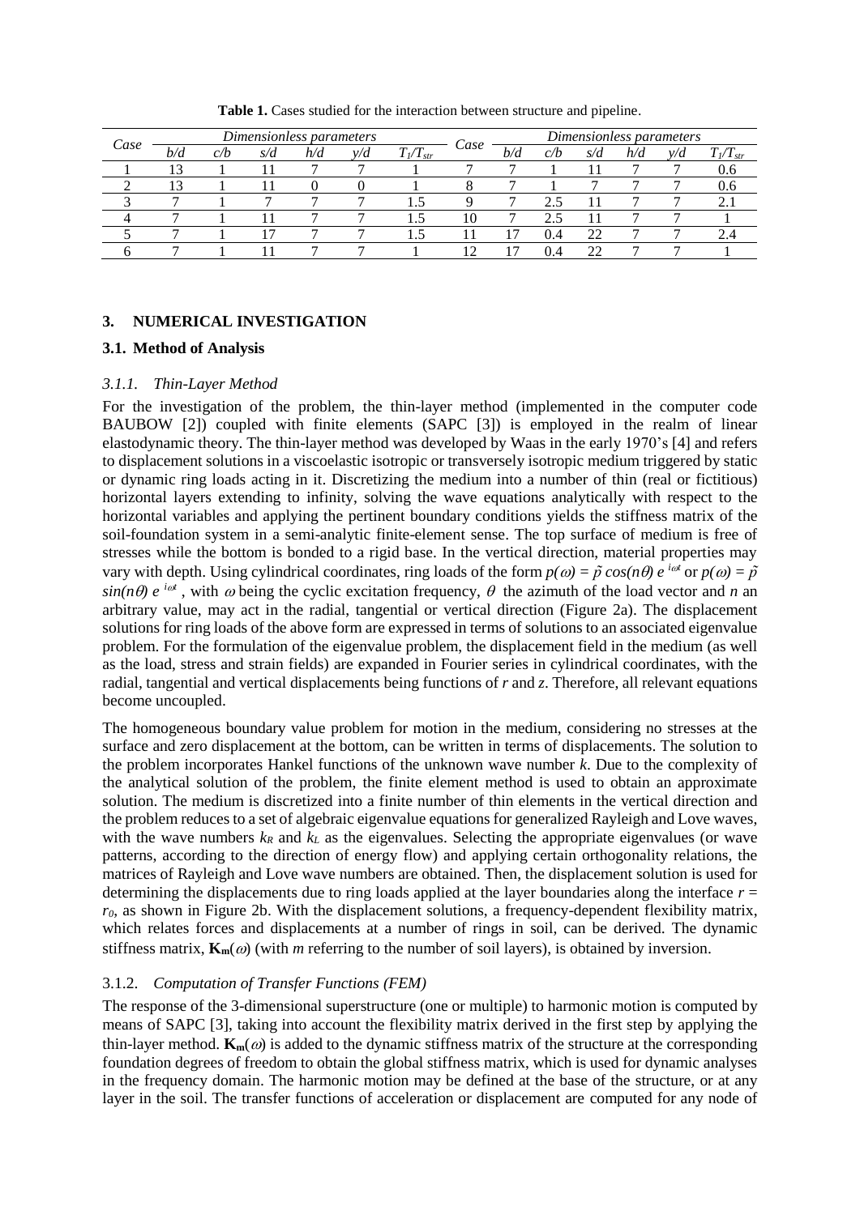**Table 1.** Cases studied for the interaction between structure and pipeline.

| *Case* | *Dimensionless parameters* | | | | | | *Case* | *Dimensionless parameters* | | | | | |
|---|---|---|---|---|---|---|---|---|---|---|---|---|---|
| | $b/d$ | $c/b$ | $s/d$ | $h/d$ | $y/d$ | $T_1/T_{str}$ | | $b/d$ | $c/b$ | $s/d$ | $h/d$ | $y/d$ | $T_1/T_{str}$ |
| 1 | 13 | 1 | 11 | 7 | 7 | 1 | 7 | 7 | 1 | 11 | 7 | 7 | 0.6 |
| 2 | 13 | 1 | 11 | 0 | 0 | 1 | 8 | 7 | 1 | 7 | 7 | 7 | 0.6 |
| 3 | 7 | 1 | 7 | 7 | 7 | 1.5 | 9 | 7 | 2.5 | 11 | 7 | 7 | 2.1 |
| 4 | 7 | 1 | 11 | 7 | 7 | 1.5 | 10 | 7 | 2.5 | 11 | 7 | 7 | 1 |
| 5 | 7 | 1 | 17 | 7 | 7 | 1.5 | 11 | 17 | 0.4 | 22 | 7 | 7 | 2.4 |
| 6 | 7 | 1 | 11 | 7 | 7 | 1 | 12 | 17 | 0.4 | 22 | 7 | 7 | 1 |

## 3. NUMERICAL INVESTIGATION

### 3.1. Method of Analysis

#### *3.1.1. Thin-Layer Method*

For the investigation of the problem, the thin-layer method (implemented in the computer code BAUBOW [2]) coupled with finite elements (SAPC [3]) is employed in the realm of linear elastodynamic theory. The thin-layer method was developed by Waas in the early 1970's [4] and refers to displacement solutions in a viscoelastic isotropic or transversely isotropic medium triggered by static or dynamic ring loads acting in it. Discretizing the medium into a number of thin (real or fictitious) horizontal layers extending to infinity, solving the wave equations analytically with respect to the horizontal variables and applying the pertinent boundary conditions yields the stiffness matrix of the soil-foundation system in a semi-analytic finite-element sense. The top surface of medium is free of stresses while the bottom is bonded to a rigid base. In the vertical direction, material properties may vary with depth. Using cylindrical coordinates, ring loads of the form $p(\omega) = \tilde{p}\cos(n\theta)\, e^{i\omega t}$ or $p(\omega) = \tilde{p}\sin(n\theta)\, e^{i\omega t}$, with $\omega$ being the cyclic excitation frequency, $\theta$ the azimuth of the load vector and $n$ an arbitrary value, may act in the radial, tangential or vertical direction (Figure 2a). The displacement solutions for ring loads of the above form are expressed in terms of solutions to an associated eigenvalue problem. For the formulation of the eigenvalue problem, the displacement field in the medium (as well as the load, stress and strain fields) are expanded in Fourier series in cylindrical coordinates, with the radial, tangential and vertical displacements being functions of $r$ and $z$. Therefore, all relevant equations become uncoupled.

The homogeneous boundary value problem for motion in the medium, considering no stresses at the surface and zero displacement at the bottom, can be written in terms of displacements. The solution to the problem incorporates Hankel functions of the unknown wave number $k$. Due to the complexity of the analytical solution of the problem, the finite element method is used to obtain an approximate solution. The medium is discretized into a finite number of thin elements in the vertical direction and the problem reduces to a set of algebraic eigenvalue equations for generalized Rayleigh and Love waves, with the wave numbers $k_R$ and $k_L$ as the eigenvalues. Selecting the appropriate eigenvalues (or wave patterns, according to the direction of energy flow) and applying certain orthogonality relations, the matrices of Rayleigh and Love wave numbers are obtained. Then, the displacement solution is used for determining the displacements due to ring loads applied at the layer boundaries along the interface $r = r_0$, as shown in Figure 2b. With the displacement solutions, a frequency-dependent flexibility matrix, which relates forces and displacements at a number of rings in soil, can be derived. The dynamic stiffness matrix, $\mathbf{K_m}(\omega)$ (with $m$ referring to the number of soil layers), is obtained by inversion.

#### 3.1.2. *Computation of Transfer Functions (FEM)*

The response of the 3-dimensional superstructure (one or multiple) to harmonic motion is computed by means of SAPC [3], taking into account the flexibility matrix derived in the first step by applying the thin-layer method. $\mathbf{K_m}(\omega)$ is added to the dynamic stiffness matrix of the structure at the corresponding foundation degrees of freedom to obtain the global stiffness matrix, which is used for dynamic analyses in the frequency domain. The harmonic motion may be defined at the base of the structure, or at any layer in the soil. The transfer functions of acceleration or displacement are computed for any node of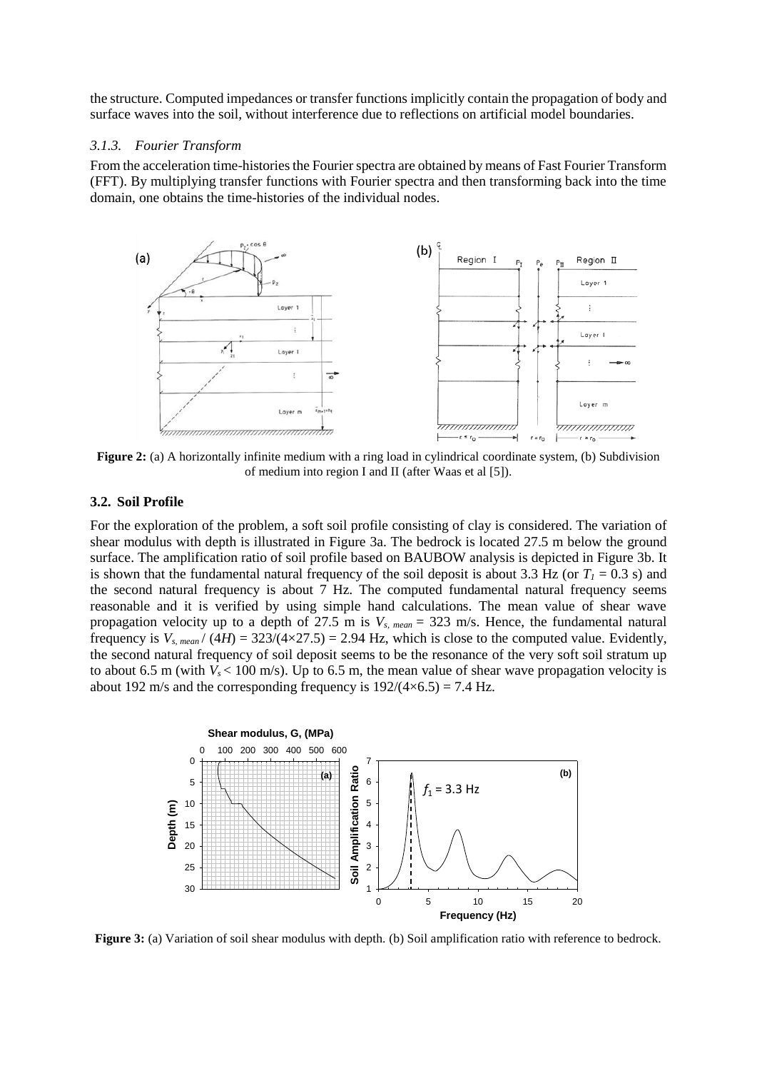the structure. Computed impedances or transfer functions implicitly contain the propagation of body and surface waves into the soil, without interference due to reflections on artificial model boundaries.

### *3.1.3. Fourier Transform*

From the acceleration time-histories the Fourier spectra are obtained by means of Fast Fourier Transform (FFT). By multiplying transfer functions with Fourier spectra and then transforming back into the time domain, one obtains the time-histories of the individual nodes.

**Figure 2:** (a) A horizontally infinite medium with a ring load in cylindrical coordinate system, (b) Subdivision of medium into region I and II (after Waas et al [5]).

## 3.2. Soil Profile

For the exploration of the problem, a soft soil profile consisting of clay is considered. The variation of shear modulus with depth is illustrated in Figure 3a. The bedrock is located 27.5 m below the ground surface. The amplification ratio of soil profile based on BAUBOW analysis is depicted in Figure 3b. It is shown that the fundamental natural frequency of the soil deposit is about 3.3 Hz (or $T_1 = 0.3$ s) and the second natural frequency is about 7 Hz. The computed fundamental natural frequency seems reasonable and it is verified by using simple hand calculations. The mean value of shear wave propagation velocity up to a depth of 27.5 m is $V_{s,\,mean} = 323$ m/s. Hence, the fundamental natural frequency is $V_{s,\,mean} / (4H) = 323/(4{\times}27.5) = 2.94$ Hz, which is close to the computed value. Evidently, the second natural frequency of soil deposit seems to be the resonance of the very soft soil stratum up to about 6.5 m (with $V_s < 100$ m/s). Up to 6.5 m, the mean value of shear wave propagation velocity is about 192 m/s and the corresponding frequency is $192/(4{\times}6.5) = 7.4$ Hz.

**Figure 3:** (a) Variation of soil shear modulus with depth. (b) Soil amplification ratio with reference to bedrock.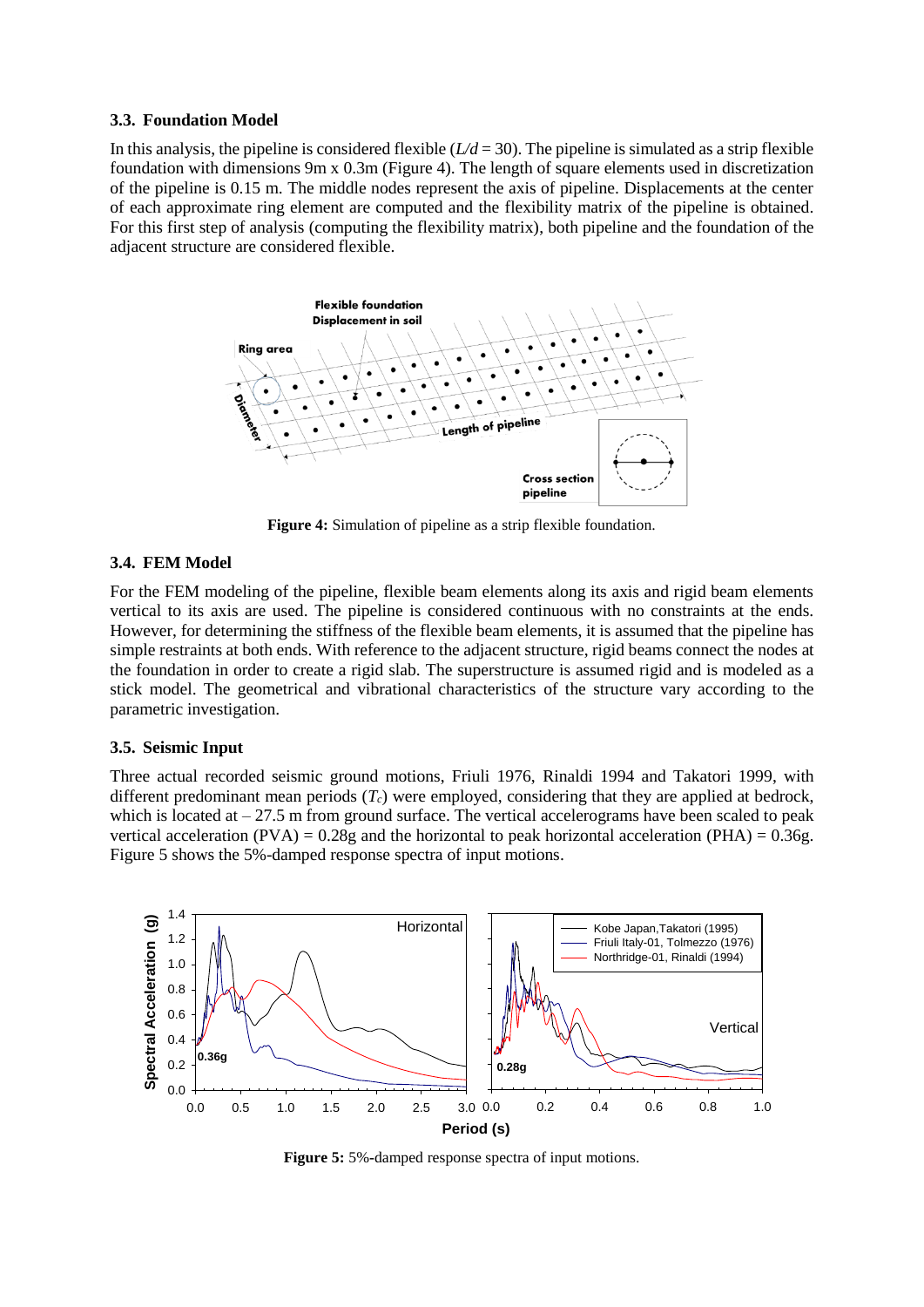### 3.3. Foundation Model

In this analysis, the pipeline is considered flexible ($L/d$ = 30). The pipeline is simulated as a strip flexible foundation with dimensions 9m x 0.3m (Figure 4). The length of square elements used in discretization of the pipeline is 0.15 m. The middle nodes represent the axis of pipeline. Displacements at the center of each approximate ring element are computed and the flexibility matrix of the pipeline is obtained. For this first step of analysis (computing the flexibility matrix), both pipeline and the foundation of the adjacent structure are considered flexible.

**Figure 4:** Simulation of pipeline as a strip flexible foundation.

### 3.4. FEM Model

For the FEM modeling of the pipeline, flexible beam elements along its axis and rigid beam elements vertical to its axis are used. The pipeline is considered continuous with no constraints at the ends. However, for determining the stiffness of the flexible beam elements, it is assumed that the pipeline has simple restraints at both ends. With reference to the adjacent structure, rigid beams connect the nodes at the foundation in order to create a rigid slab. The superstructure is assumed rigid and is modeled as a stick model. The geometrical and vibrational characteristics of the structure vary according to the parametric investigation.

### 3.5. Seismic Input

Three actual recorded seismic ground motions, Friuli 1976, Rinaldi 1994 and Takatori 1999, with different predominant mean periods ($T_c$) were employed, considering that they are applied at bedrock, which is located at – 27.5 m from ground surface. The vertical accelerograms have been scaled to peak vertical acceleration (PVA) = 0.28g and the horizontal to peak horizontal acceleration (PHA) = 0.36g. Figure 5 shows the 5%-damped response spectra of input motions.

**Figure 5:** 5%-damped response spectra of input motions.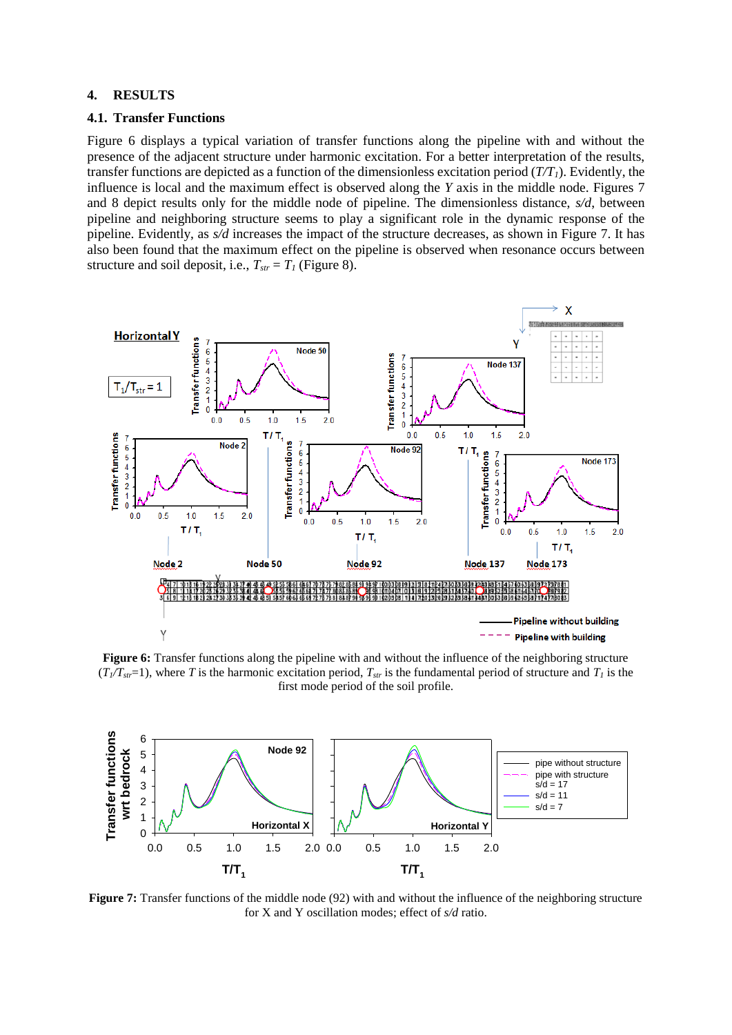## 4. RESULTS

### 4.1. Transfer Functions

Figure 6 displays a typical variation of transfer functions along the pipeline with and without the presence of the adjacent structure under harmonic excitation. For a better interpretation of the results, transfer functions are depicted as a function of the dimensionless excitation period ($T/T_1$). Evidently, the influence is local and the maximum effect is observed along the *Y* axis in the middle node. Figures 7 and 8 depict results only for the middle node of pipeline. The dimensionless distance, *s/d*, between pipeline and neighboring structure seems to play a significant role in the dynamic response of the pipeline. Evidently, as *s/d* increases the impact of the structure decreases, as shown in Figure 7. It has also been found that the maximum effect on the pipeline is observed when resonance occurs between structure and soil deposit, i.e., $T_{str} = T_1$ (Figure 8).

**Figure 6:** Transfer functions along the pipeline with and without the influence of the neighboring structure ($T_1/T_{str}$=1), where $T$ is the harmonic excitation period, $T_{str}$ is the fundamental period of structure and $T_1$ is the first mode period of the soil profile.

**Figure 7:** Transfer functions of the middle node (92) with and without the influence of the neighboring structure for X and Y oscillation modes; effect of *s/d* ratio.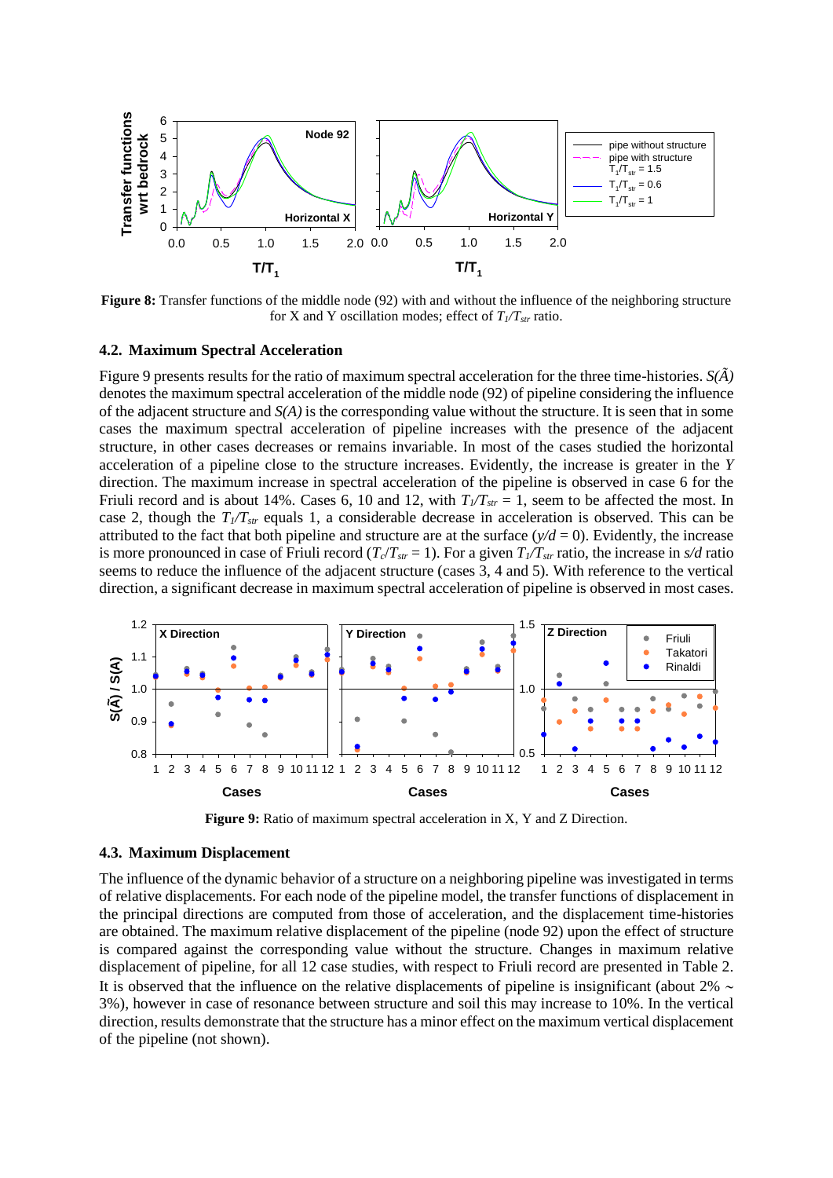**Figure 8:** Transfer functions of the middle node (92) with and without the influence of the neighboring structure for X and Y oscillation modes; effect of $T_1/T_{str}$ ratio.

### 4.2. Maximum Spectral Acceleration

Figure 9 presents results for the ratio of maximum spectral acceleration for the three time-histories. $S(\tilde{A})$ denotes the maximum spectral acceleration of the middle node (92) of pipeline considering the influence of the adjacent structure and $S(A)$ is the corresponding value without the structure. It is seen that in some cases the maximum spectral acceleration of pipeline increases with the presence of the adjacent structure, in other cases decreases or remains invariable. In most of the cases studied the horizontal acceleration of a pipeline close to the structure increases. Evidently, the increase is greater in the *Y* direction. The maximum increase in spectral acceleration of the pipeline is observed in case 6 for the Friuli record and is about 14%. Cases 6, 10 and 12, with $T_1/T_{str} = 1$, seem to be affected the most. In case 2, though the $T_1/T_{str}$ equals 1, a considerable decrease in acceleration is observed. This can be attributed to the fact that both pipeline and structure are at the surface ($y/d = 0$). Evidently, the increase is more pronounced in case of Friuli record ($T_c/T_{str} = 1$). For a given $T_1/T_{str}$ ratio, the increase in $s/d$ ratio seems to reduce the influence of the adjacent structure (cases 3, 4 and 5). With reference to the vertical direction, a significant decrease in maximum spectral acceleration of pipeline is observed in most cases.

**Figure 9:** Ratio of maximum spectral acceleration in X, Y and Z Direction.

### 4.3. Maximum Displacement

The influence of the dynamic behavior of a structure on a neighboring pipeline was investigated in terms of relative displacements. For each node of the pipeline model, the transfer functions of displacement in the principal directions are computed from those of acceleration, and the displacement time-histories are obtained. The maximum relative displacement of the pipeline (node 92) upon the effect of structure is compared against the corresponding value without the structure. Changes in maximum relative displacement of pipeline, for all 12 case studies, with respect to Friuli record are presented in Table 2. It is observed that the influence on the relative displacements of pipeline is insignificant (about 2% ~ 3%), however in case of resonance between structure and soil this may increase to 10%. In the vertical direction, results demonstrate that the structure has a minor effect on the maximum vertical displacement of the pipeline (not shown).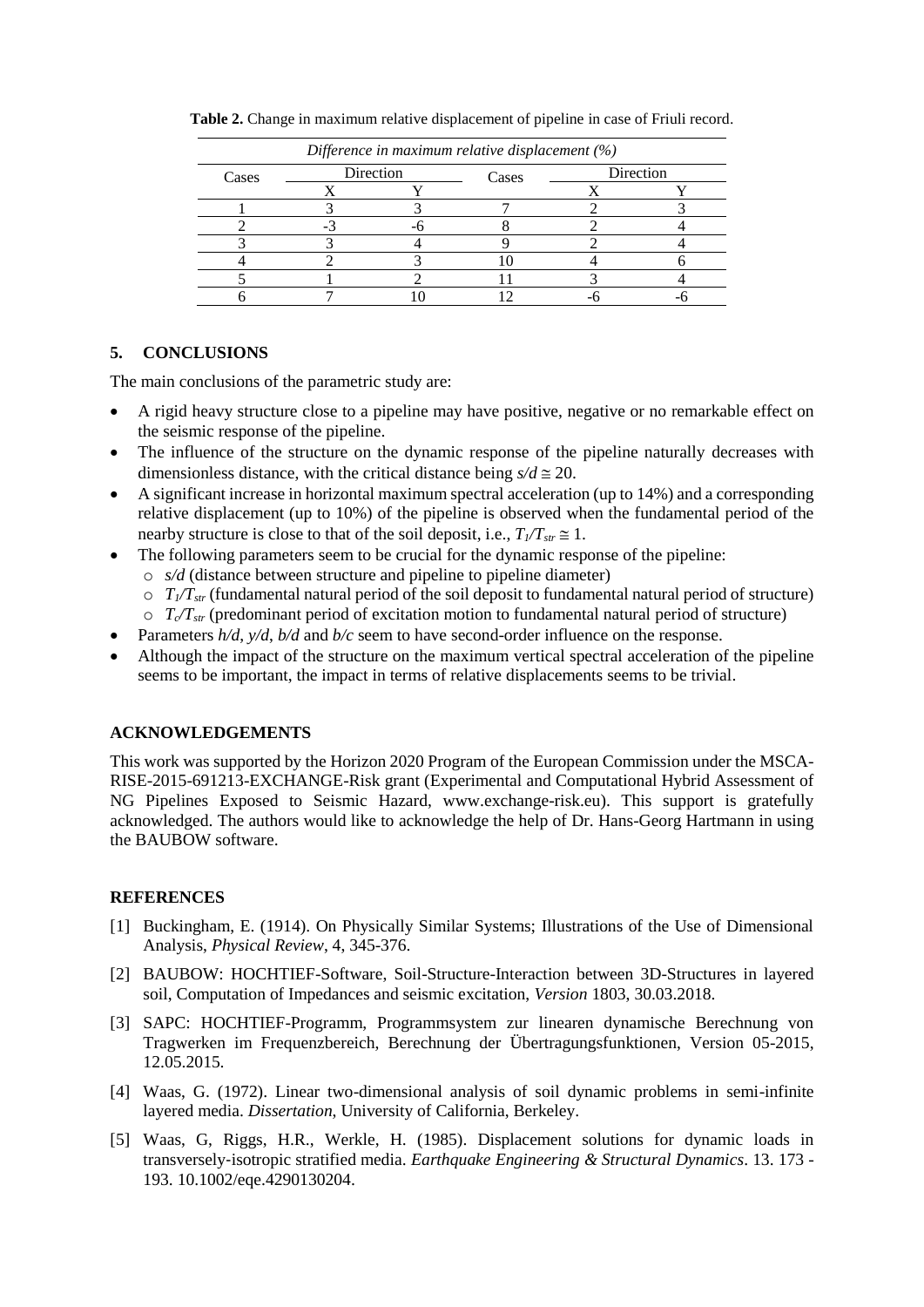**Table 2.** Change in maximum relative displacement of pipeline in case of Friuli record.

| *Difference in maximum relative displacement (%)* | | | | | |
|---|---|---|---|---|---|
| Cases | Direction | | Cases | Direction | |
| | X | Y | | X | Y |
| 1 | 3 | 3 | 7 | 2 | 3 |
| 2 | -3 | -6 | 8 | 2 | 4 |
| 3 | 3 | 4 | 9 | 2 | 4 |
| 4 | 2 | 3 | 10 | 4 | 6 |
| 5 | 1 | 2 | 11 | 3 | 4 |
| 6 | 7 | 10 | 12 | -6 | -6 |

## 5. CONCLUSIONS

The main conclusions of the parametric study are:

- A rigid heavy structure close to a pipeline may have positive, negative or no remarkable effect on the seismic response of the pipeline.
- The influence of the structure on the dynamic response of the pipeline naturally decreases with dimensionless distance, with the critical distance being $s/d \cong 20$.
- A significant increase in horizontal maximum spectral acceleration (up to 14%) and a corresponding relative displacement (up to 10%) of the pipeline is observed when the fundamental period of the nearby structure is close to that of the soil deposit, i.e., $T_1/T_{str} \cong 1$.
- The following parameters seem to be crucial for the dynamic response of the pipeline:
  - $s/d$ (distance between structure and pipeline to pipeline diameter)
  - $T_1/T_{str}$ (fundamental natural period of the soil deposit to fundamental natural period of structure)
  - $T_c/T_{str}$ (predominant period of excitation motion to fundamental natural period of structure)
- Parameters $h/d$, $y/d$, $b/d$ and $b/c$ seem to have second-order influence on the response.
- Although the impact of the structure on the maximum vertical spectral acceleration of the pipeline seems to be important, the impact in terms of relative displacements seems to be trivial.

## ACKNOWLEDGEMENTS

This work was supported by the Horizon 2020 Program of the European Commission under the MSCA-RISE-2015-691213-EXCHANGE-Risk grant (Experimental and Computational Hybrid Assessment of NG Pipelines Exposed to Seismic Hazard, www.exchange-risk.eu). This support is gratefully acknowledged. The authors would like to acknowledge the help of Dr. Hans-Georg Hartmann in using the BAUBOW software.

## REFERENCES

[1] Buckingham, E. (1914). On Physically Similar Systems; Illustrations of the Use of Dimensional Analysis, *Physical Review*, 4, 345-376.

[2] BAUBOW: HOCHTIEF-Software, Soil-Structure-Interaction between 3D-Structures in layered soil, Computation of Impedances and seismic excitation, *Version* 1803, 30.03.2018.

[3] SAPC: HOCHTIEF-Programm, Programmsystem zur linearen dynamische Berechnung von Tragwerken im Frequenzbereich, Berechnung der Übertragungsfunktionen, Version 05-2015, 12.05.2015.

[4] Waas, G. (1972). Linear two-dimensional analysis of soil dynamic problems in semi-infinite layered media. *Dissertation*, University of California, Berkeley.

[5] Waas, G, Riggs, H.R., Werkle, H. (1985). Displacement solutions for dynamic loads in transversely-isotropic stratified media. *Earthquake Engineering & Structural Dynamics*. 13. 173 - 193. 10.1002/eqe.4290130204.